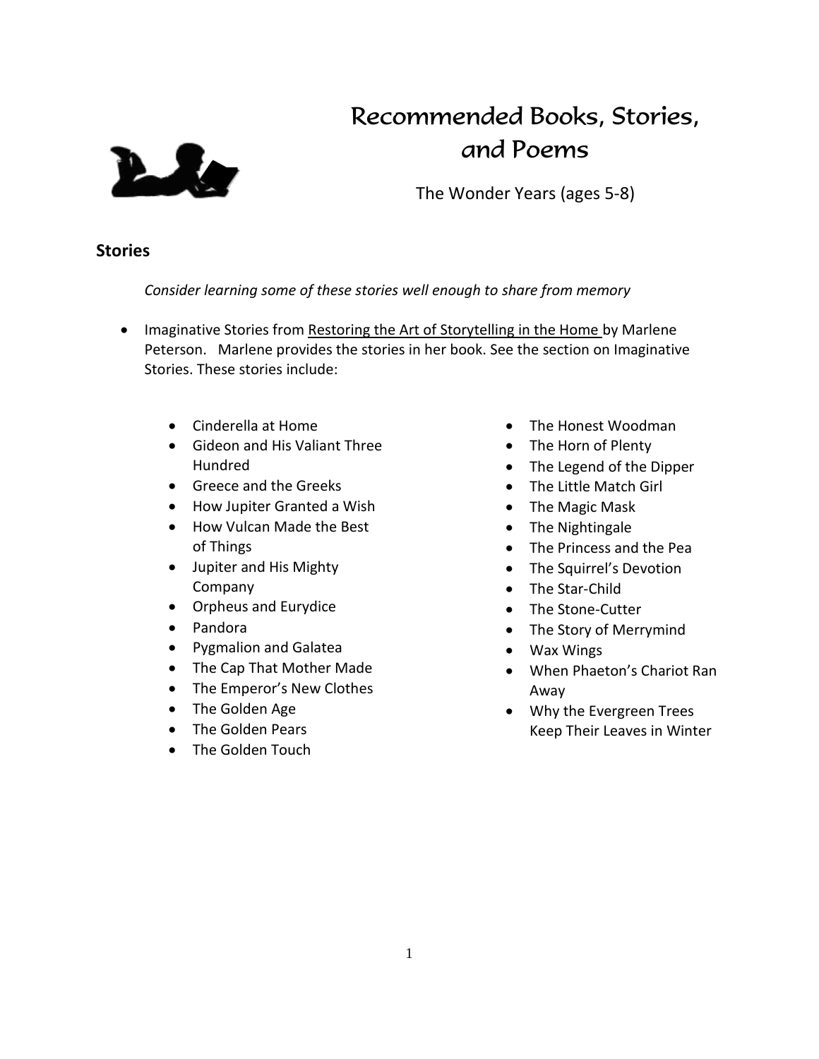# Recommended Books, Stories, and Poems

The Wonder Years (ages 5-8)

## Stories

*Consider learning some of these stories well enough to share from memory*

- Imaginative Stories from Restoring the Art of Storytelling in the Home by Marlene Peterson. Marlene provides the stories in her book. See the section on Imaginative Stories. These stories include:

  - Cinderella at Home
  - Gideon and His Valiant Three Hundred
  - Greece and the Greeks
  - How Jupiter Granted a Wish
  - How Vulcan Made the Best of Things
  - Jupiter and His Mighty Company
  - Orpheus and Eurydice
  - Pandora
  - Pygmalion and Galatea
  - The Cap That Mother Made
  - The Emperor's New Clothes
  - The Golden Age
  - The Golden Pears
  - The Golden Touch
  - The Honest Woodman
  - The Horn of Plenty
  - The Legend of the Dipper
  - The Little Match Girl
  - The Magic Mask
  - The Nightingale
  - The Princess and the Pea
  - The Squirrel's Devotion
  - The Star-Child
  - The Stone-Cutter
  - The Story of Merrymind
  - Wax Wings
  - When Phaeton's Chariot Ran Away
  - Why the Evergreen Trees Keep Their Leaves in Winter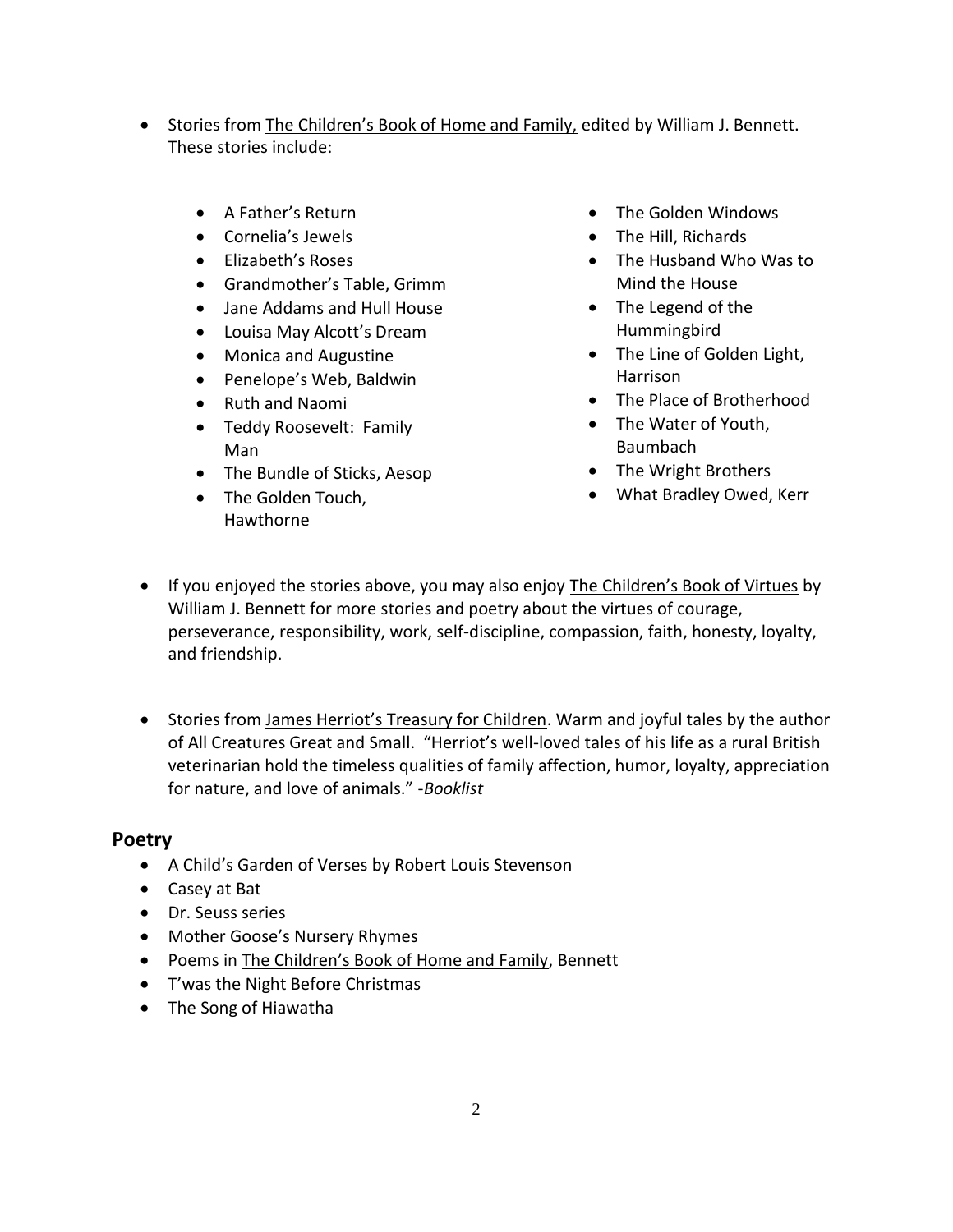- Stories from The Children's Book of Home and Family, edited by William J. Bennett. These stories include:

  - A Father's Return
  - Cornelia's Jewels
  - Elizabeth's Roses
  - Grandmother's Table, Grimm
  - Jane Addams and Hull House
  - Louisa May Alcott's Dream
  - Monica and Augustine
  - Penelope's Web, Baldwin
  - Ruth and Naomi
  - Teddy Roosevelt: Family Man
  - The Bundle of Sticks, Aesop
  - The Golden Touch, Hawthorne
  - The Golden Windows
  - The Hill, Richards
  - The Husband Who Was to Mind the House
  - The Legend of the Hummingbird
  - The Line of Golden Light, Harrison
  - The Place of Brotherhood
  - The Water of Youth, Baumbach
  - The Wright Brothers
  - What Bradley Owed, Kerr

- If you enjoyed the stories above, you may also enjoy The Children's Book of Virtues by William J. Bennett for more stories and poetry about the virtues of courage, perseverance, responsibility, work, self-discipline, compassion, faith, honesty, loyalty, and friendship.

- Stories from James Herriot's Treasury for Children. Warm and joyful tales by the author of All Creatures Great and Small. "Herriot's well-loved tales of his life as a rural British veterinarian hold the timeless qualities of family affection, humor, loyalty, appreciation for nature, and love of animals." -*Booklist*

## Poetry

- A Child's Garden of Verses by Robert Louis Stevenson
- Casey at Bat
- Dr. Seuss series
- Mother Goose's Nursery Rhymes
- Poems in The Children's Book of Home and Family, Bennett
- T'was the Night Before Christmas
- The Song of Hiawatha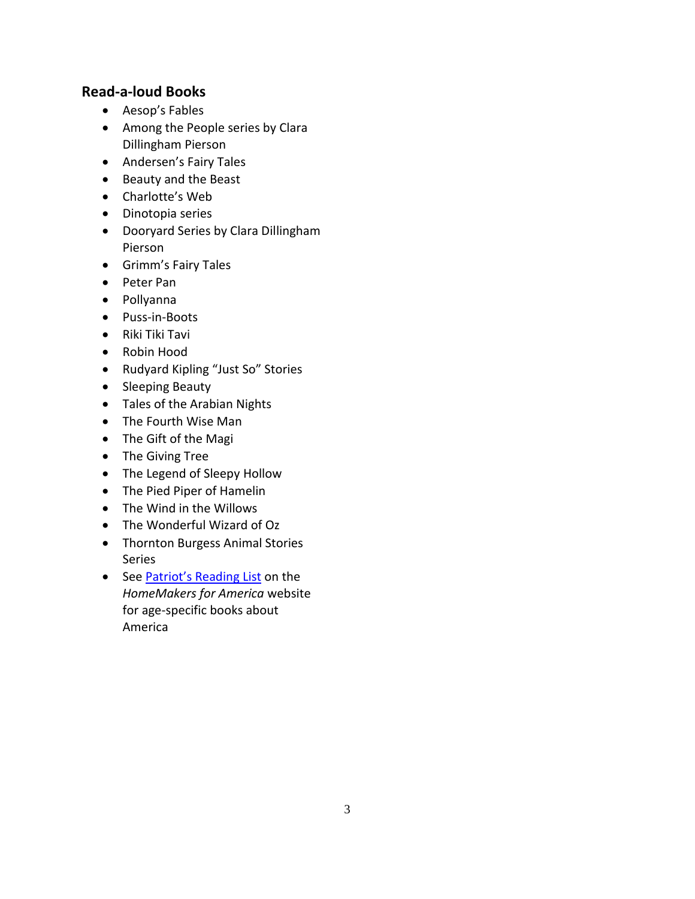## Read-a-loud Books

- Aesop's Fables
- Among the People series by Clara Dillingham Pierson
- Andersen's Fairy Tales
- Beauty and the Beast
- Charlotte's Web
- Dinotopia series
- Dooryard Series by Clara Dillingham Pierson
- Grimm's Fairy Tales
- Peter Pan
- Pollyanna
- Puss-in-Boots
- Riki Tiki Tavi
- Robin Hood
- Rudyard Kipling "Just So" Stories
- Sleeping Beauty
- Tales of the Arabian Nights
- The Fourth Wise Man
- The Gift of the Magi
- The Giving Tree
- The Legend of Sleepy Hollow
- The Pied Piper of Hamelin
- The Wind in the Willows
- The Wonderful Wizard of Oz
- Thornton Burgess Animal Stories Series
- See Patriot's Reading List on the *HomeMakers for America* website for age-specific books about America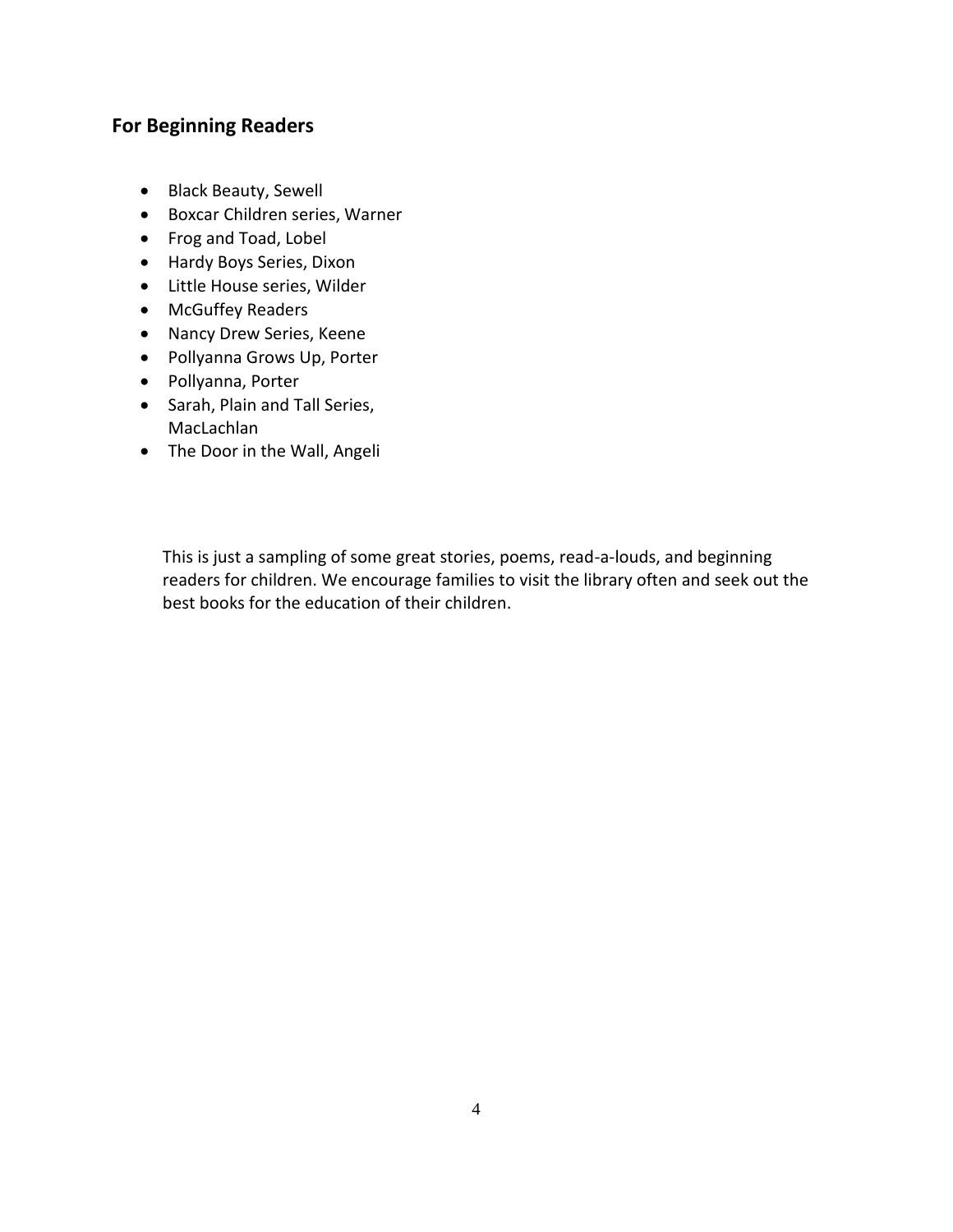## For Beginning Readers

- Black Beauty, Sewell
- Boxcar Children series, Warner
- Frog and Toad, Lobel
- Hardy Boys Series, Dixon
- Little House series, Wilder
- McGuffey Readers
- Nancy Drew Series, Keene
- Pollyanna Grows Up, Porter
- Pollyanna, Porter
- Sarah, Plain and Tall Series, MacLachlan
- The Door in the Wall, Angeli

This is just a sampling of some great stories, poems, read-a-louds, and beginning readers for children. We encourage families to visit the library often and seek out the best books for the education of their children.